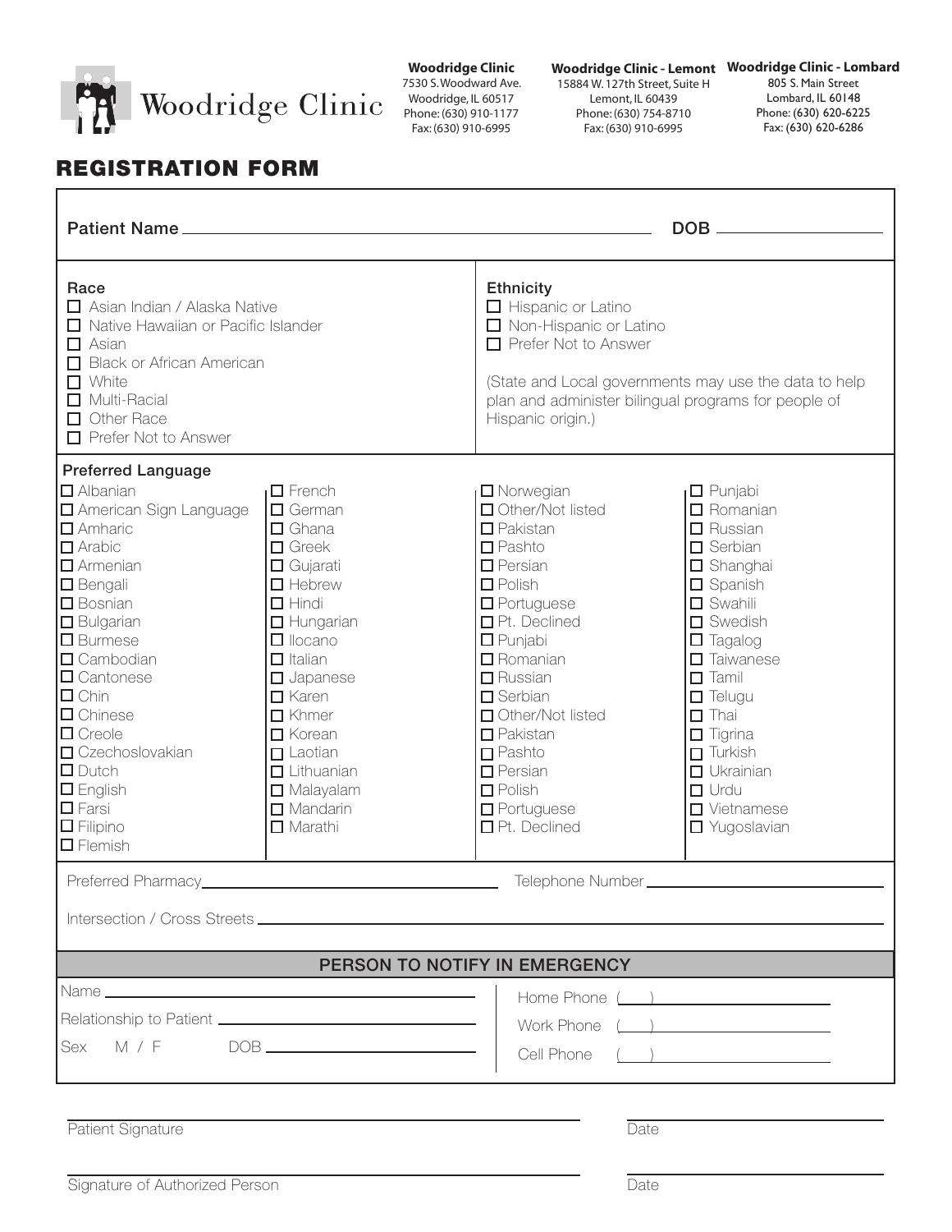Woodridge Clinic

**Woodridge Clinic**
7530 S. Woodward Ave.
Woodridge, IL 60517
Phone: (630) 910-1177
Fax: (630) 910-6995

**Woodridge Clinic - Lemont**
15884 W. 127th Street, Suite H
Lemont, IL 60439
Phone: (630) 754-8710
Fax: (630) 910-6995

**Woodridge Clinic - Lombard**
805 S. Main Street
Lombard, IL 60148
Phone: (630) 620-6225
Fax: (630) 620-6286

# REGISTRATION FORM

Patient Name ______________________________ DOB ______________

**Race**
- ☐ Asian Indian / Alaska Native
- ☐ Native Hawaiian or Pacific Islander
- ☐ Asian
- ☐ Black or African American
- ☐ White
- ☐ Multi-Racial
- ☐ Other Race
- ☐ Prefer Not to Answer

**Ethnicity**
- ☐ Hispanic or Latino
- ☐ Non-Hispanic or Latino
- ☐ Prefer Not to Answer

(State and Local governments may use the data to help plan and administer bilingual programs for people of Hispanic origin.)

**Preferred Language**

- ☐ Albanian
- ☐ American Sign Language
- ☐ Amharic
- ☐ Arabic
- ☐ Armenian
- ☐ Bengali
- ☐ Bosnian
- ☐ Bulgarian
- ☐ Burmese
- ☐ Cambodian
- ☐ Cantonese
- ☐ Chin
- ☐ Chinese
- ☐ Creole
- ☐ Czechoslovakian
- ☐ Dutch
- ☐ English
- ☐ Farsi
- ☐ Filipino
- ☐ Flemish
- ☐ French
- ☐ German
- ☐ Ghana
- ☐ Greek
- ☐ Gujarati
- ☐ Hebrew
- ☐ Hindi
- ☐ Hungarian
- ☐ Ilocano
- ☐ Italian
- ☐ Japanese
- ☐ Karen
- ☐ Khmer
- ☐ Korean
- ☐ Laotian
- ☐ Lithuanian
- ☐ Malayalam
- ☐ Mandarin
- ☐ Marathi
- ☐ Norwegian
- ☐ Other/Not listed
- ☐ Pakistan
- ☐ Pashto
- ☐ Persian
- ☐ Polish
- ☐ Portuguese
- ☐ Pt. Declined
- ☐ Punjabi
- ☐ Romanian
- ☐ Russian
- ☐ Serbian
- ☐ Other/Not listed
- ☐ Pakistan
- ☐ Pashto
- ☐ Persian
- ☐ Polish
- ☐ Portuguese
- ☐ Pt. Declined
- ☐ Punjabi
- ☐ Romanian
- ☐ Russian
- ☐ Serbian
- ☐ Shanghai
- ☐ Spanish
- ☐ Swahili
- ☐ Swedish
- ☐ Tagalog
- ☐ Taiwanese
- ☐ Tamil
- ☐ Telugu
- ☐ Thai
- ☐ Tigrina
- ☐ Turkish
- ☐ Ukrainian
- ☐ Urdu
- ☐ Vietnamese
- ☐ Yugoslavian

Preferred Pharmacy ______________________ Telephone Number ______________________

Intersection / Cross Streets ____________________________________________

## PERSON TO NOTIFY IN EMERGENCY

Name ______________________________

Relationship to Patient ______________________

Sex M / F DOB ______________________

Home Phone ( ) ______________________

Work Phone ( ) ______________________

Cell Phone ( ) ______________________

Patient Signature ______________________ Date ______________

Signature of Authorized Person ______________________ Date ______________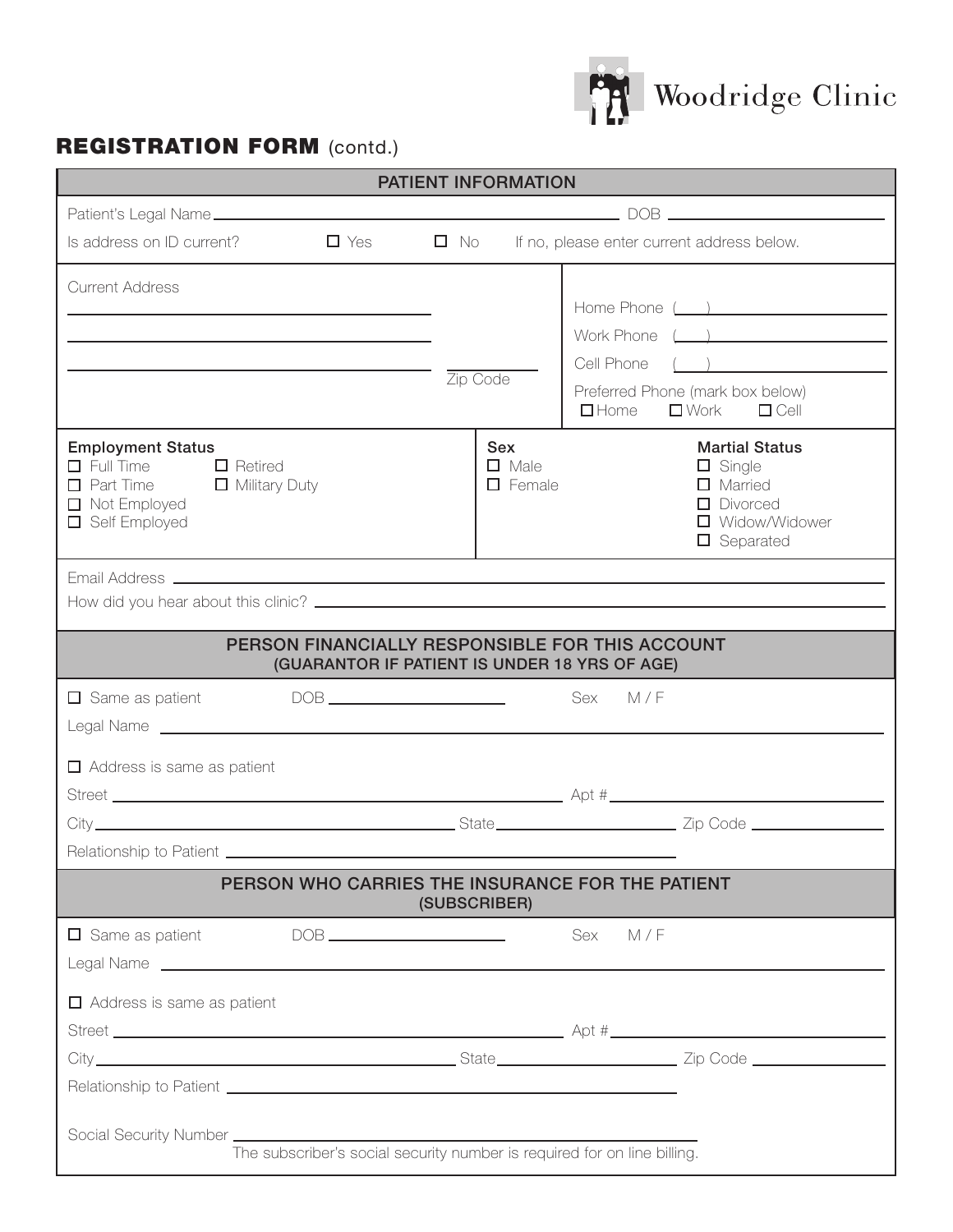Woodridge Clinic

# REGISTRATION FORM (contd.)

## PATIENT INFORMATION

Patient's Legal Name \_\_\_\_\_\_\_\_\_\_\_\_\_\_\_\_\_\_\_\_ DOB \_\_\_\_\_\_\_\_\_\_

Is address on ID current? ☐ Yes ☐ No If no, please enter current address below.

Current Address

\_\_\_\_\_\_\_\_\_\_\_\_\_\_\_\_\_\_\_\_

\_\_\_\_\_\_\_\_\_\_\_\_\_\_\_\_\_\_\_\_

\_\_\_\_\_\_\_\_\_\_\_\_\_\_\_\_\_\_\_\_ \_\_\_\_\_\_\_\_ Zip Code

Home Phone ( )

Work Phone ( )

Cell Phone ( )

Preferred Phone (mark box below)
☐ Home ☐ Work ☐ Cell

**Employment Status**
☐ Full Time ☐ Retired
☐ Part Time ☐ Military Duty
☐ Not Employed
☐ Self Employed

**Sex**
☐ Male
☐ Female

**Martial Status**
☐ Single
☐ Married
☐ Divorced
☐ Widow/Widower
☐ Separated

Email Address \_\_\_\_\_\_\_\_\_\_\_\_\_\_\_\_\_\_\_\_

How did you hear about this clinic? \_\_\_\_\_\_\_\_\_\_\_\_\_\_\_\_\_\_\_\_

## PERSON FINANCIALLY RESPONSIBLE FOR THIS ACCOUNT
**(GUARANTOR IF PATIENT IS UNDER 18 YRS OF AGE)**

☐ Same as patient DOB \_\_\_\_\_\_\_\_\_\_ Sex M / F

Legal Name \_\_\_\_\_\_\_\_\_\_\_\_\_\_\_\_\_\_\_\_

☐ Address is same as patient

Street \_\_\_\_\_\_\_\_\_\_\_\_\_\_\_\_\_\_\_\_ Apt # \_\_\_\_\_\_\_\_\_\_

City \_\_\_\_\_\_\_\_\_\_\_\_\_\_\_\_\_\_\_\_ State \_\_\_\_\_\_\_\_\_\_ Zip Code \_\_\_\_\_\_\_\_\_\_

Relationship to Patient \_\_\_\_\_\_\_\_\_\_\_\_\_\_\_\_\_\_\_\_

## PERSON WHO CARRIES THE INSURANCE FOR THE PATIENT
**(SUBSCRIBER)**

☐ Same as patient DOB \_\_\_\_\_\_\_\_\_\_ Sex M / F

Legal Name \_\_\_\_\_\_\_\_\_\_\_\_\_\_\_\_\_\_\_\_

☐ Address is same as patient

Street \_\_\_\_\_\_\_\_\_\_\_\_\_\_\_\_\_\_\_\_ Apt # \_\_\_\_\_\_\_\_\_\_

City \_\_\_\_\_\_\_\_\_\_\_\_\_\_\_\_\_\_\_\_ State \_\_\_\_\_\_\_\_\_\_ Zip Code \_\_\_\_\_\_\_\_\_\_

Relationship to Patient \_\_\_\_\_\_\_\_\_\_\_\_\_\_\_\_\_\_\_\_

Social Security Number \_\_\_\_\_\_\_\_\_\_\_\_\_\_\_\_\_\_\_\_
The subscriber's social security number is required for on line billing.